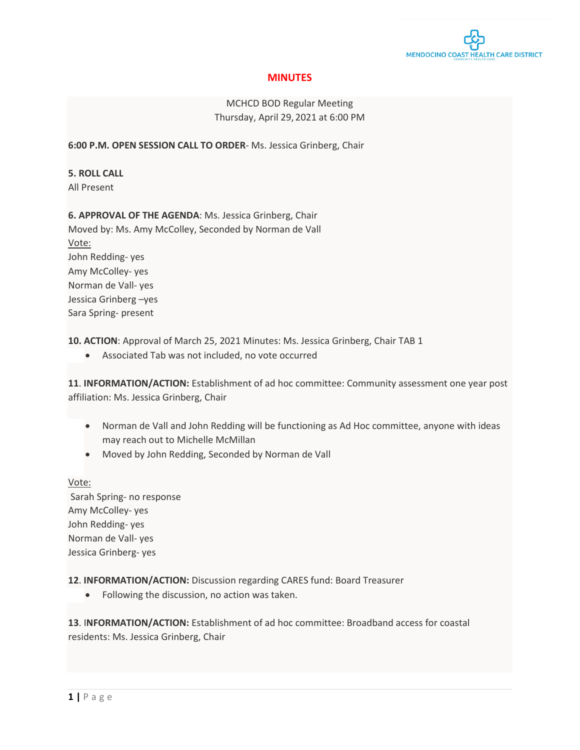MENDOCINO COAST HEALTH CARE DISTRICT

# MINUTES

MCHCD BOD Regular Meeting
Thursday, April 29, 2021 at 6:00 PM

**6:00 P.M. OPEN SESSION CALL TO ORDER**- Ms. Jessica Grinberg, Chair

**5. ROLL CALL**
All Present

**6. APPROVAL OF THE AGENDA**: Ms. Jessica Grinberg, Chair
Moved by: Ms. Amy McColley, Seconded by Norman de Vall
Vote:
John Redding- yes
Amy McColley- yes
Norman de Vall- yes
Jessica Grinberg –yes
Sara Spring- present

**10. ACTION**: Approval of March 25, 2021 Minutes: Ms. Jessica Grinberg, Chair TAB 1

- Associated Tab was not included, no vote occurred

**11**. **INFORMATION/ACTION:** Establishment of ad hoc committee: Community assessment one year post affiliation: Ms. Jessica Grinberg, Chair

- Norman de Vall and John Redding will be functioning as Ad Hoc committee, anyone with ideas may reach out to Michelle McMillan
- Moved by John Redding, Seconded by Norman de Vall

Vote:
Sarah Spring- no response
Amy McColley- yes
John Redding- yes
Norman de Vall- yes
Jessica Grinberg- yes

**12**. **INFORMATION/ACTION:** Discussion regarding CARES fund: Board Treasurer

- Following the discussion, no action was taken.

**13**. **INFORMATION/ACTION:** Establishment of ad hoc committee: Broadband access for coastal residents: Ms. Jessica Grinberg, Chair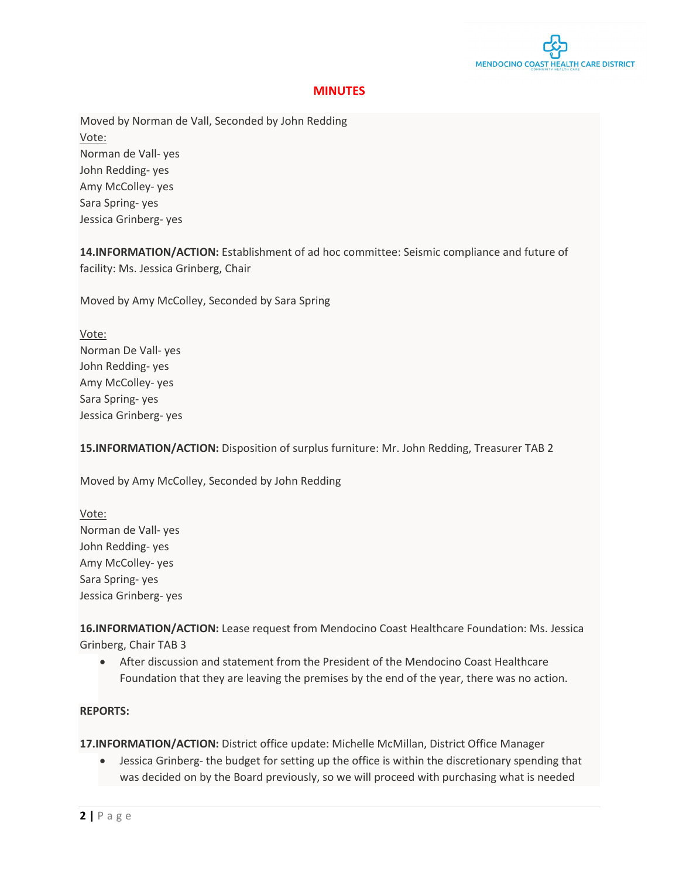# MINUTES

Moved by Norman de Vall, Seconded by John Redding

Vote:

Norman de Vall- yes
John Redding- yes
Amy McColley- yes
Sara Spring- yes
Jessica Grinberg- yes

**14.INFORMATION/ACTION:** Establishment of ad hoc committee: Seismic compliance and future of facility: Ms. Jessica Grinberg, Chair

Moved by Amy McColley, Seconded by Sara Spring

Vote:

Norman De Vall- yes
John Redding- yes
Amy McColley- yes
Sara Spring- yes
Jessica Grinberg- yes

**15.INFORMATION/ACTION:** Disposition of surplus furniture: Mr. John Redding, Treasurer TAB 2

Moved by Amy McColley, Seconded by John Redding

Vote:

Norman de Vall- yes
John Redding- yes
Amy McColley- yes
Sara Spring- yes
Jessica Grinberg- yes

**16.INFORMATION/ACTION:** Lease request from Mendocino Coast Healthcare Foundation: Ms. Jessica Grinberg, Chair TAB 3

- After discussion and statement from the President of the Mendocino Coast Healthcare Foundation that they are leaving the premises by the end of the year, there was no action.

**REPORTS:**

**17.INFORMATION/ACTION:** District office update: Michelle McMillan, District Office Manager

- Jessica Grinberg- the budget for setting up the office is within the discretionary spending that was decided on by the Board previously, so we will proceed with purchasing what is needed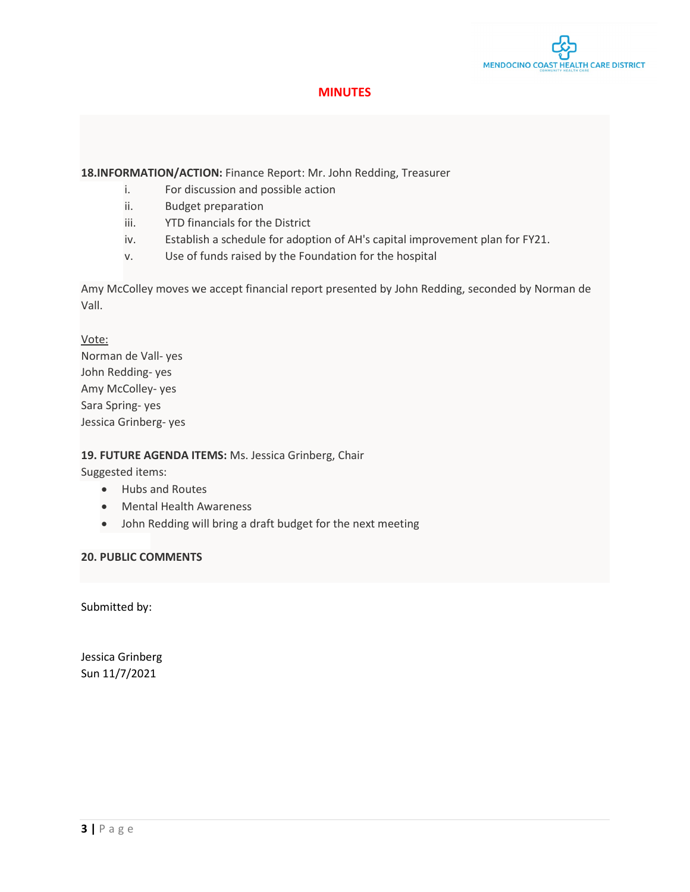# MINUTES

**18.INFORMATION/ACTION:** Finance Report: Mr. John Redding, Treasurer

i. For discussion and possible action
ii. Budget preparation
iii. YTD financials for the District
iv. Establish a schedule for adoption of AH's capital improvement plan for FY21.
v. Use of funds raised by the Foundation for the hospital

Amy McColley moves we accept financial report presented by John Redding, seconded by Norman de Vall.

Vote:
Norman de Vall- yes
John Redding- yes
Amy McColley- yes
Sara Spring- yes
Jessica Grinberg- yes

**19. FUTURE AGENDA ITEMS:** Ms. Jessica Grinberg, Chair
Suggested items:

- Hubs and Routes
- Mental Health Awareness
- John Redding will bring a draft budget for the next meeting

**20. PUBLIC COMMENTS**

Submitted by:

Jessica Grinberg
Sun 11/7/2021